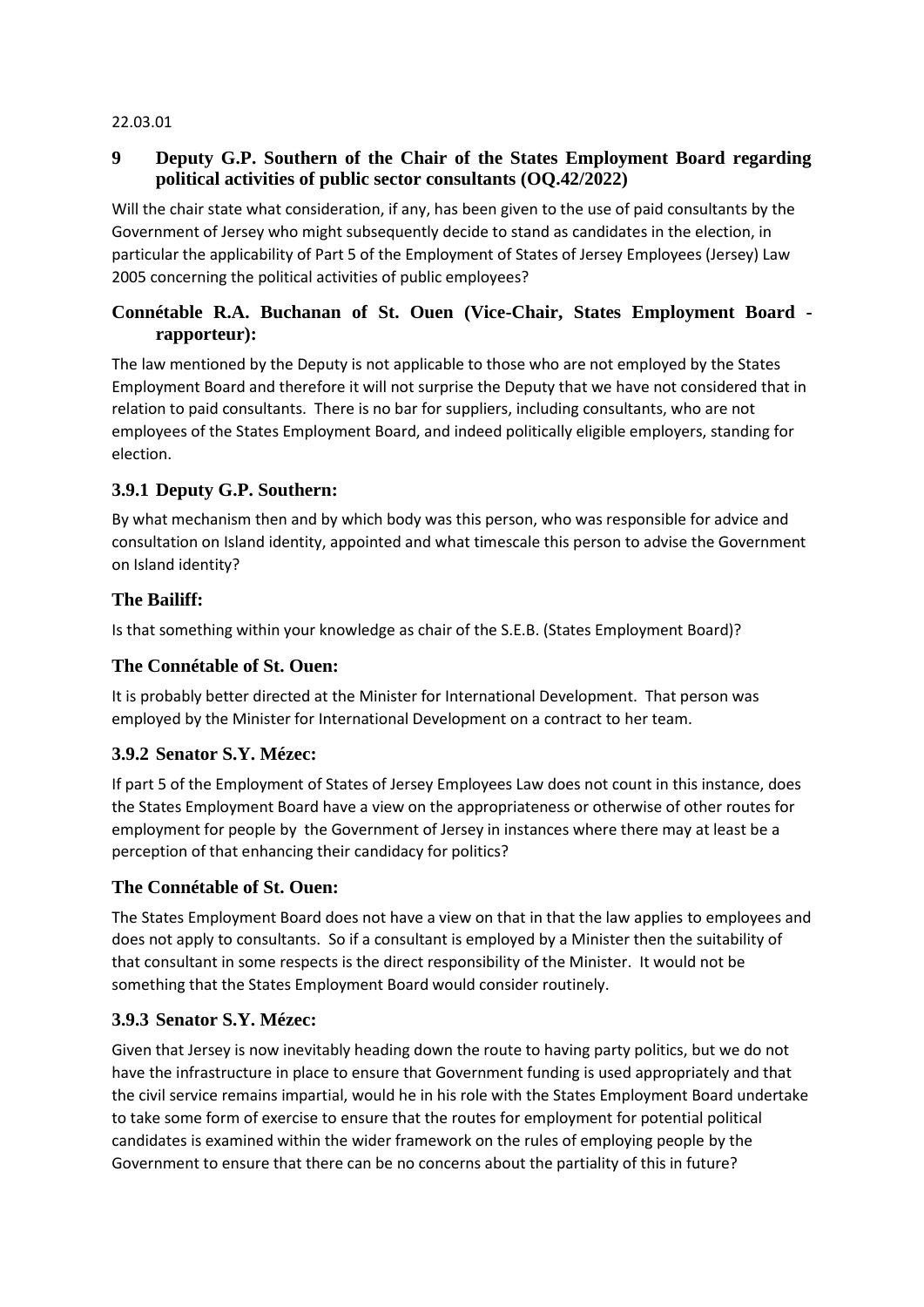22.03.01

## 9 Deputy G.P. Southern of the Chair of the States Employment Board regarding political activities of public sector consultants (OQ.42/2022)

Will the chair state what consideration, if any, has been given to the use of paid consultants by the Government of Jersey who might subsequently decide to stand as candidates in the election, in particular the applicability of Part 5 of the Employment of States of Jersey Employees (Jersey) Law 2005 concerning the political activities of public employees?

### Connétable R.A. Buchanan of St. Ouen (Vice-Chair, States Employment Board - rapporteur):

The law mentioned by the Deputy is not applicable to those who are not employed by the States Employment Board and therefore it will not surprise the Deputy that we have not considered that in relation to paid consultants. There is no bar for suppliers, including consultants, who are not employees of the States Employment Board, and indeed politically eligible employers, standing for election.

### 3.9.1 Deputy G.P. Southern:

By what mechanism then and by which body was this person, who was responsible for advice and consultation on Island identity, appointed and what timescale this person to advise the Government on Island identity?

### The Bailiff:

Is that something within your knowledge as chair of the S.E.B. (States Employment Board)?

### The Connétable of St. Ouen:

It is probably better directed at the Minister for International Development. That person was employed by the Minister for International Development on a contract to her team.

### 3.9.2 Senator S.Y. Mézec:

If part 5 of the Employment of States of Jersey Employees Law does not count in this instance, does the States Employment Board have a view on the appropriateness or otherwise of other routes for employment for people by the Government of Jersey in instances where there may at least be a perception of that enhancing their candidacy for politics?

### The Connétable of St. Ouen:

The States Employment Board does not have a view on that in that the law applies to employees and does not apply to consultants. So if a consultant is employed by a Minister then the suitability of that consultant in some respects is the direct responsibility of the Minister. It would not be something that the States Employment Board would consider routinely.

### 3.9.3 Senator S.Y. Mézec:

Given that Jersey is now inevitably heading down the route to having party politics, but we do not have the infrastructure in place to ensure that Government funding is used appropriately and that the civil service remains impartial, would he in his role with the States Employment Board undertake to take some form of exercise to ensure that the routes for employment for potential political candidates is examined within the wider framework on the rules of employing people by the Government to ensure that there can be no concerns about the partiality of this in future?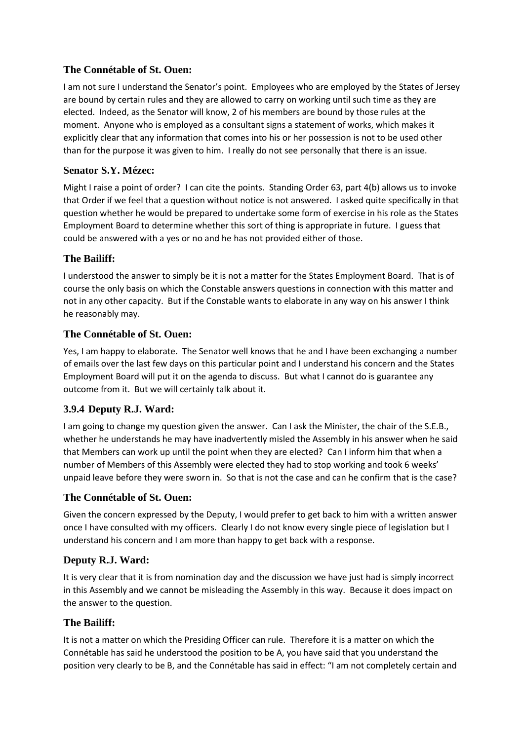### The Connétable of St. Ouen:

I am not sure I understand the Senator's point. Employees who are employed by the States of Jersey are bound by certain rules and they are allowed to carry on working until such time as they are elected. Indeed, as the Senator will know, 2 of his members are bound by those rules at the moment. Anyone who is employed as a consultant signs a statement of works, which makes it explicitly clear that any information that comes into his or her possession is not to be used other than for the purpose it was given to him. I really do not see personally that there is an issue.

### Senator S.Y. Mézec:

Might I raise a point of order? I can cite the points. Standing Order 63, part 4(b) allows us to invoke that Order if we feel that a question without notice is not answered. I asked quite specifically in that question whether he would be prepared to undertake some form of exercise in his role as the States Employment Board to determine whether this sort of thing is appropriate in future. I guess that could be answered with a yes or no and he has not provided either of those.

### The Bailiff:

I understood the answer to simply be it is not a matter for the States Employment Board. That is of course the only basis on which the Constable answers questions in connection with this matter and not in any other capacity. But if the Constable wants to elaborate in any way on his answer I think he reasonably may.

### The Connétable of St. Ouen:

Yes, I am happy to elaborate. The Senator well knows that he and I have been exchanging a number of emails over the last few days on this particular point and I understand his concern and the States Employment Board will put it on the agenda to discuss. But what I cannot do is guarantee any outcome from it. But we will certainly talk about it.

### 3.9.4 Deputy R.J. Ward:

I am going to change my question given the answer. Can I ask the Minister, the chair of the S.E.B., whether he understands he may have inadvertently misled the Assembly in his answer when he said that Members can work up until the point when they are elected? Can I inform him that when a number of Members of this Assembly were elected they had to stop working and took 6 weeks' unpaid leave before they were sworn in. So that is not the case and can he confirm that is the case?

### The Connétable of St. Ouen:

Given the concern expressed by the Deputy, I would prefer to get back to him with a written answer once I have consulted with my officers. Clearly I do not know every single piece of legislation but I understand his concern and I am more than happy to get back with a response.

### Deputy R.J. Ward:

It is very clear that it is from nomination day and the discussion we have just had is simply incorrect in this Assembly and we cannot be misleading the Assembly in this way. Because it does impact on the answer to the question.

### The Bailiff:

It is not a matter on which the Presiding Officer can rule. Therefore it is a matter on which the Connétable has said he understood the position to be A, you have said that you understand the position very clearly to be B, and the Connétable has said in effect: "I am not completely certain and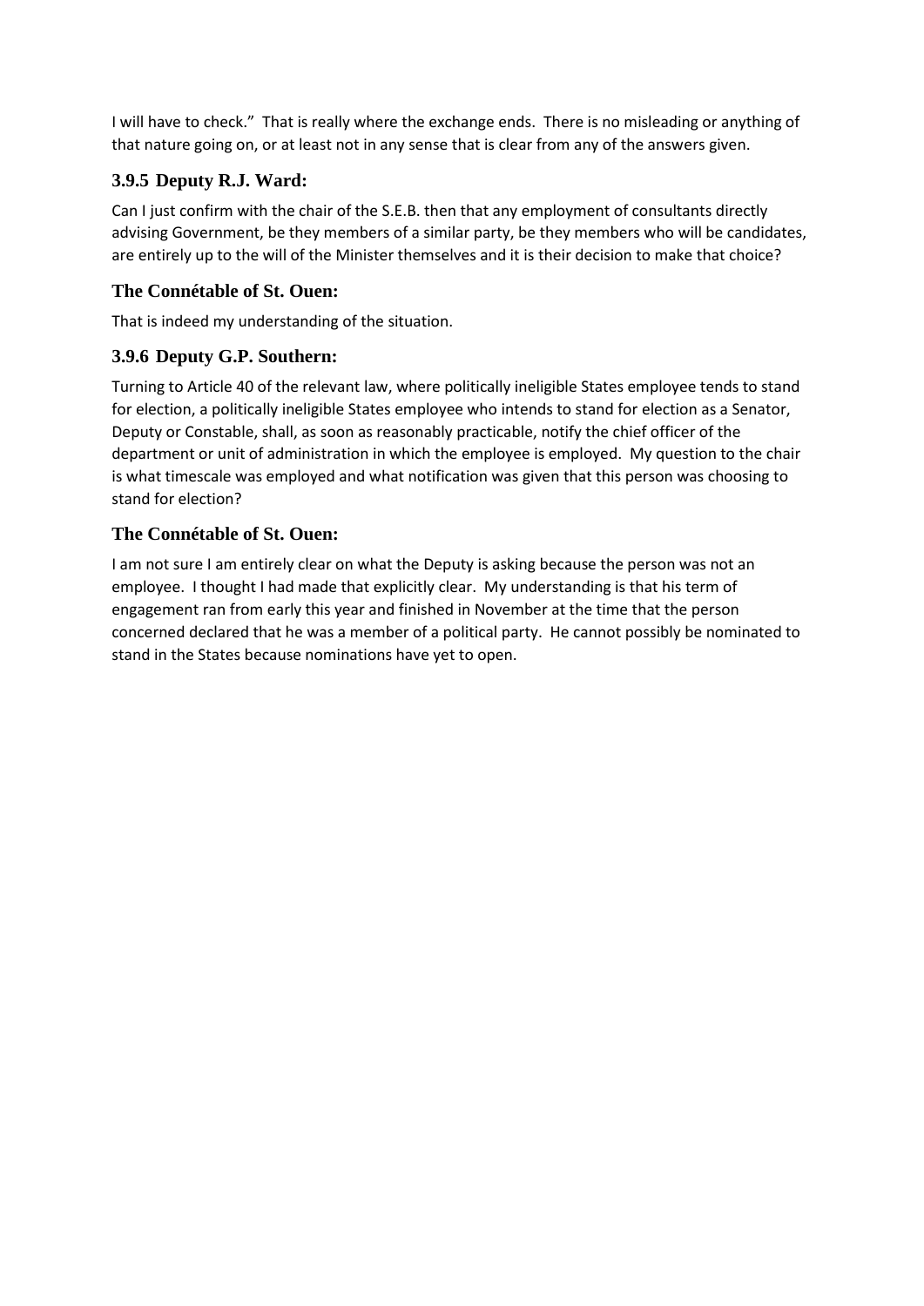I will have to check." That is really where the exchange ends. There is no misleading or anything of that nature going on, or at least not in any sense that is clear from any of the answers given.

### 3.9.5 Deputy R.J. Ward:

Can I just confirm with the chair of the S.E.B. then that any employment of consultants directly advising Government, be they members of a similar party, be they members who will be candidates, are entirely up to the will of the Minister themselves and it is their decision to make that choice?

### The Connétable of St. Ouen:

That is indeed my understanding of the situation.

### 3.9.6 Deputy G.P. Southern:

Turning to Article 40 of the relevant law, where politically ineligible States employee tends to stand for election, a politically ineligible States employee who intends to stand for election as a Senator, Deputy or Constable, shall, as soon as reasonably practicable, notify the chief officer of the department or unit of administration in which the employee is employed. My question to the chair is what timescale was employed and what notification was given that this person was choosing to stand for election?

### The Connétable of St. Ouen:

I am not sure I am entirely clear on what the Deputy is asking because the person was not an employee. I thought I had made that explicitly clear. My understanding is that his term of engagement ran from early this year and finished in November at the time that the person concerned declared that he was a member of a political party. He cannot possibly be nominated to stand in the States because nominations have yet to open.